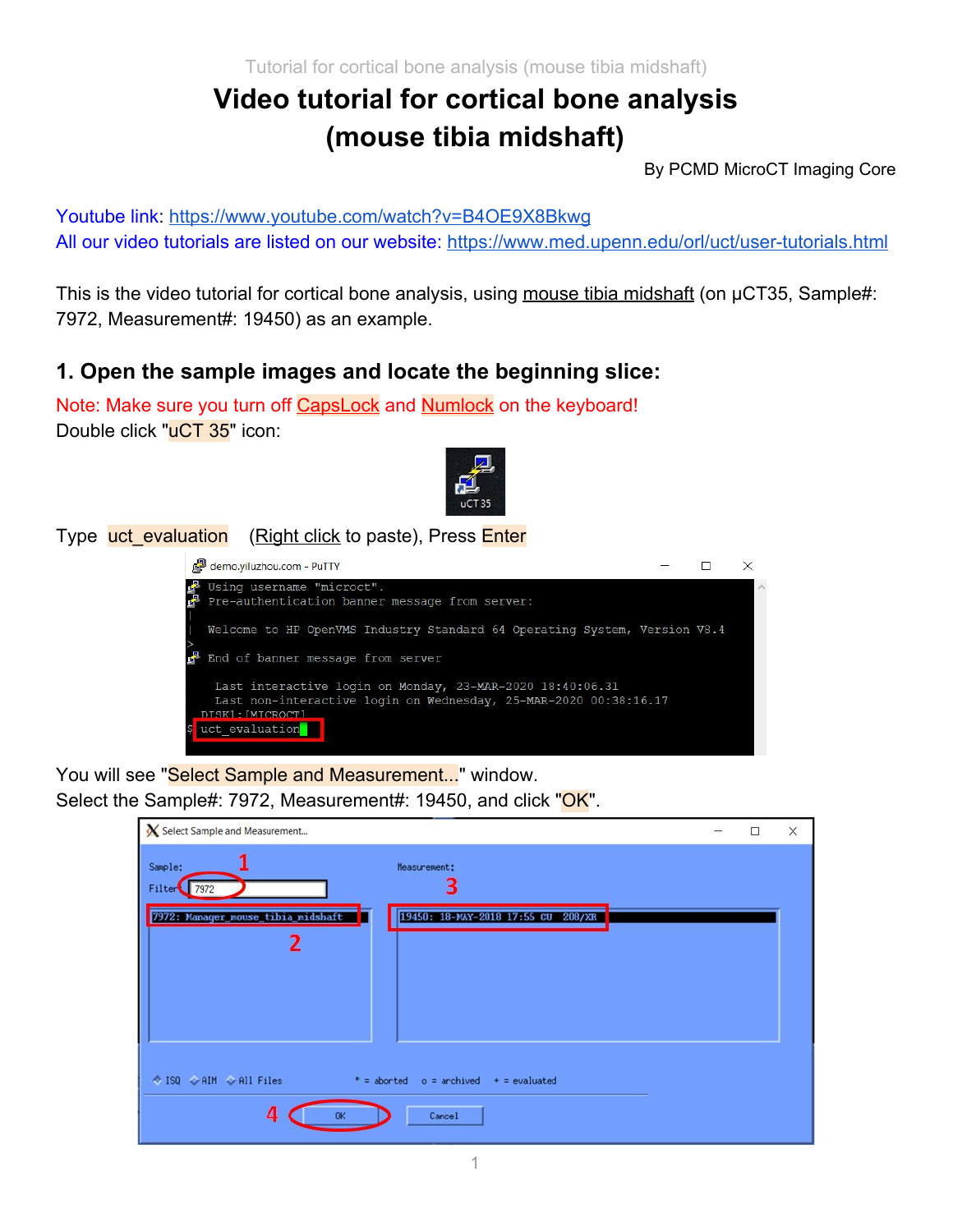# Video tutorial for cortical bone analysis (mouse tibia midshaft)

By PCMD MicroCT Imaging Core

Youtube link: https://www.youtube.com/watch?v=B4OE9X8Bkwg
All our video tutorials are listed on our website: https://www.med.upenn.edu/orl/uct/user-tutorials.html

This is the video tutorial for cortical bone analysis, using mouse tibia midshaft (on μCT35, Sample#: 7972, Measurement#: 19450) as an example.

## 1. Open the sample images and locate the beginning slice:

Note: Make sure you turn off CapsLock and Numlock on the keyboard!

Double click "uCT 35" icon:

Type uct_evaluation (Right click to paste), Press Enter

You will see "Select Sample and Measurement..." window.
Select the Sample#: 7972, Measurement#: 19450, and click "OK".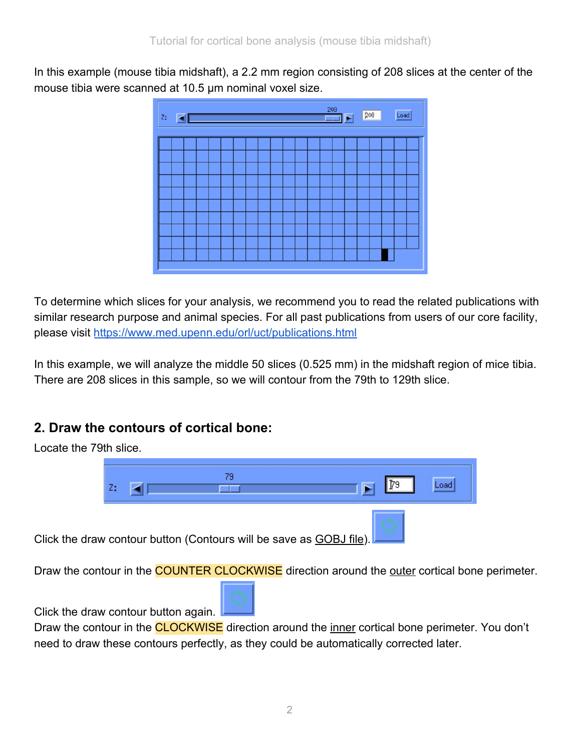In this example (mouse tibia midshaft), a 2.2 mm region consisting of 208 slices at the center of the mouse tibia were scanned at 10.5 µm nominal voxel size.

To determine which slices for your analysis, we recommend you to read the related publications with similar research purpose and animal species. For all past publications from users of our core facility, please visit https://www.med.upenn.edu/orl/uct/publications.html

In this example, we will analyze the middle 50 slices (0.525 mm) in the midshaft region of mice tibia. There are 208 slices in this sample, so we will contour from the 79th to 129th slice.

## 2. Draw the contours of cortical bone:

Locate the 79th slice.

Click the draw contour button (Contours will be save as GOBJ file).

Draw the contour in the COUNTER CLOCKWISE direction around the outer cortical bone perimeter.

Click the draw contour button again.

Draw the contour in the CLOCKWISE direction around the inner cortical bone perimeter. You don't need to draw these contours perfectly, as they could be automatically corrected later.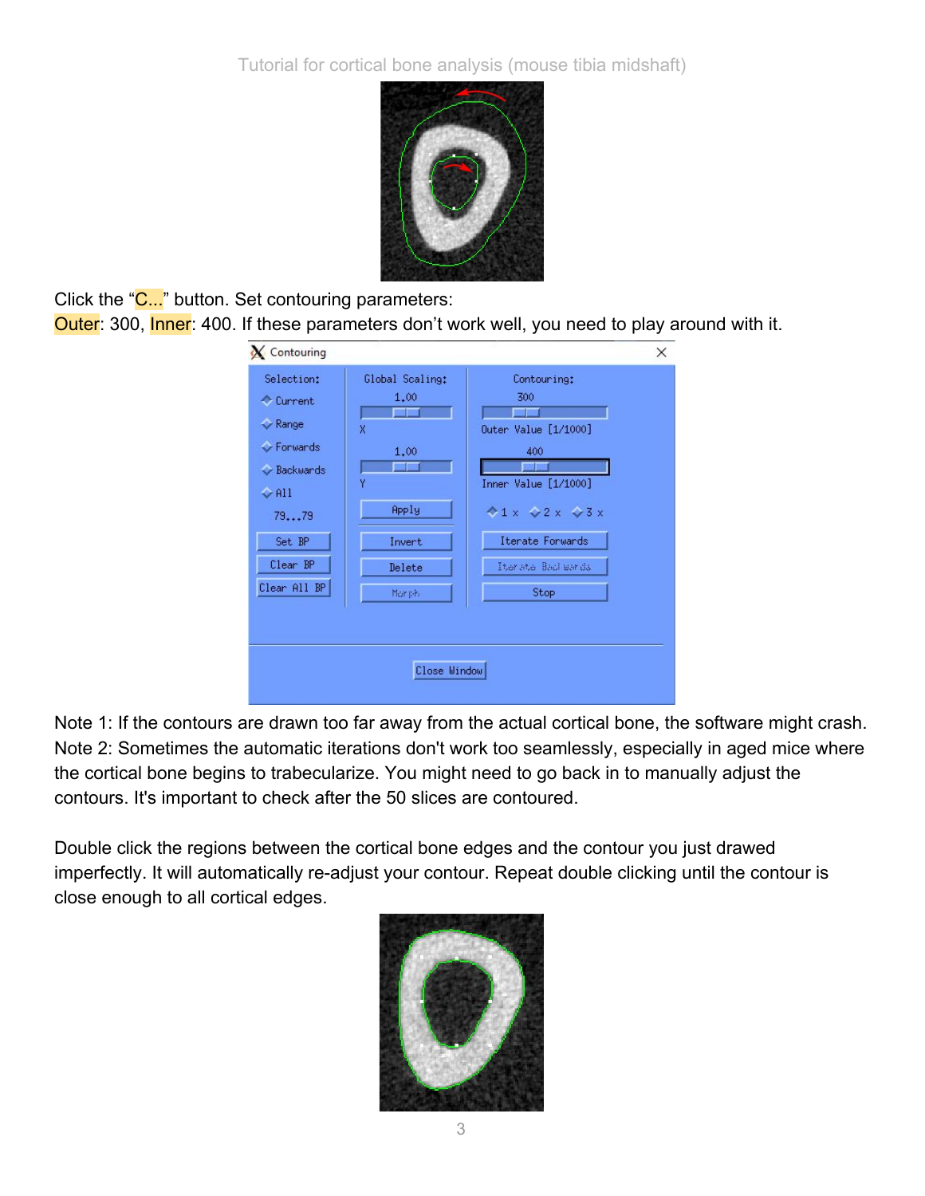Click the “C...” button. Set contouring parameters:

Outer: 300, Inner: 400. If these parameters don’t work well, you need to play around with it.

Note 1: If the contours are drawn too far away from the actual cortical bone, the software might crash.
Note 2: Sometimes the automatic iterations don't work too seamlessly, especially in aged mice where the cortical bone begins to trabecularize. You might need to go back in to manually adjust the contours. It's important to check after the 50 slices are contoured.

Double click the regions between the cortical bone edges and the contour you just drawed imperfectly. It will automatically re-adjust your contour. Repeat double clicking until the contour is close enough to all cortical edges.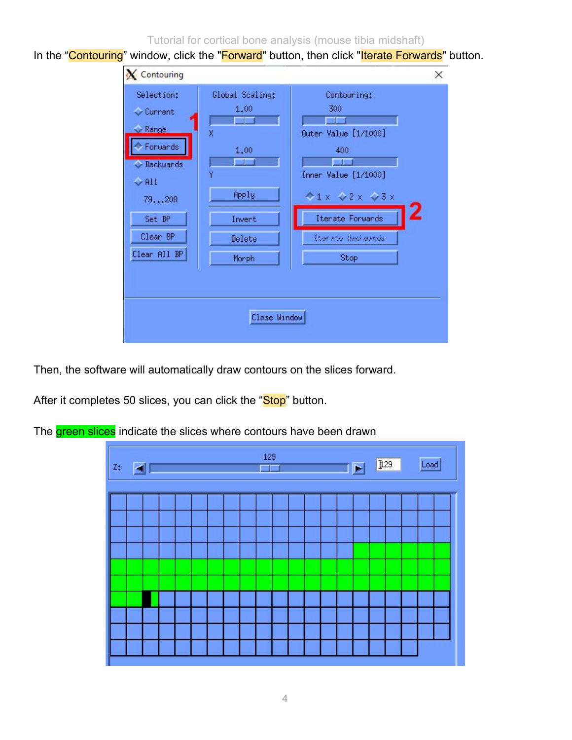In the “Contouring” window, click the "Forward" button, then click "Iterate Forwards" button.

Then, the software will automatically draw contours on the slices forward.

After it completes 50 slices, you can click the “Stop” button.

The green slices indicate the slices where contours have been drawn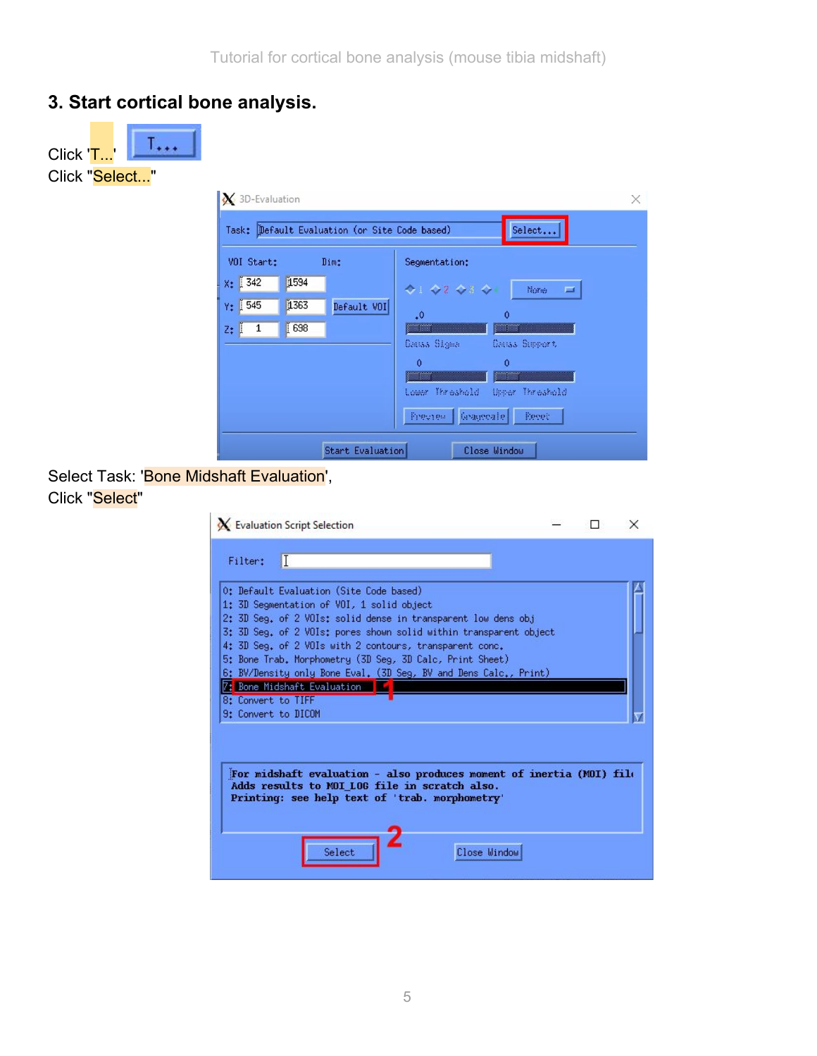## 3. Start cortical bone analysis.

Click 'T...'

Click "Select..."

Select Task: 'Bone Midshaft Evaluation',

Click "Select"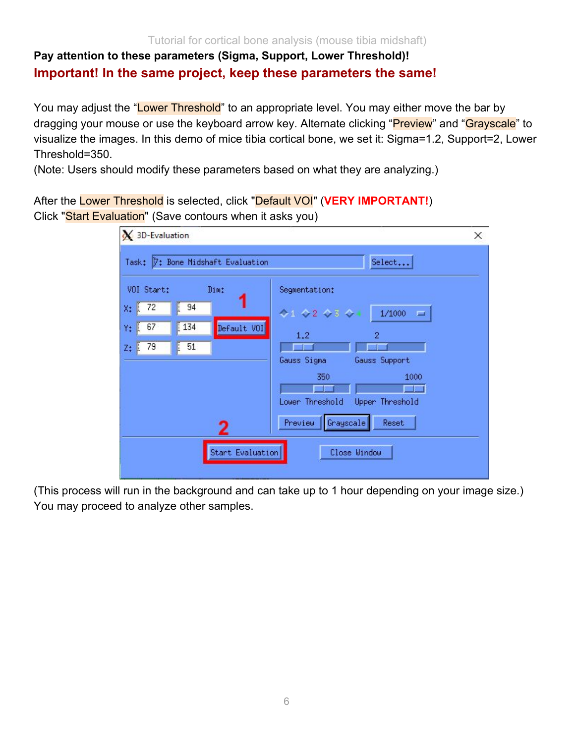**Pay attention to these parameters (Sigma, Support, Lower Threshold)!**

**Important! In the same project, keep these parameters the same!**

You may adjust the "Lower Threshold" to an appropriate level. You may either move the bar by dragging your mouse or use the keyboard arrow key. Alternate clicking "Preview" and "Grayscale" to visualize the images. In this demo of mice tibia cortical bone, we set it: Sigma=1.2, Support=2, Lower Threshold=350.
(Note: Users should modify these parameters based on what they are analyzing.)

After the Lower Threshold is selected, click "Default VOI" (**VERY IMPORTANT!**)
Click "Start Evaluation" (Save contours when it asks you)

(This process will run in the background and can take up to 1 hour depending on your image size.)
You may proceed to analyze other samples.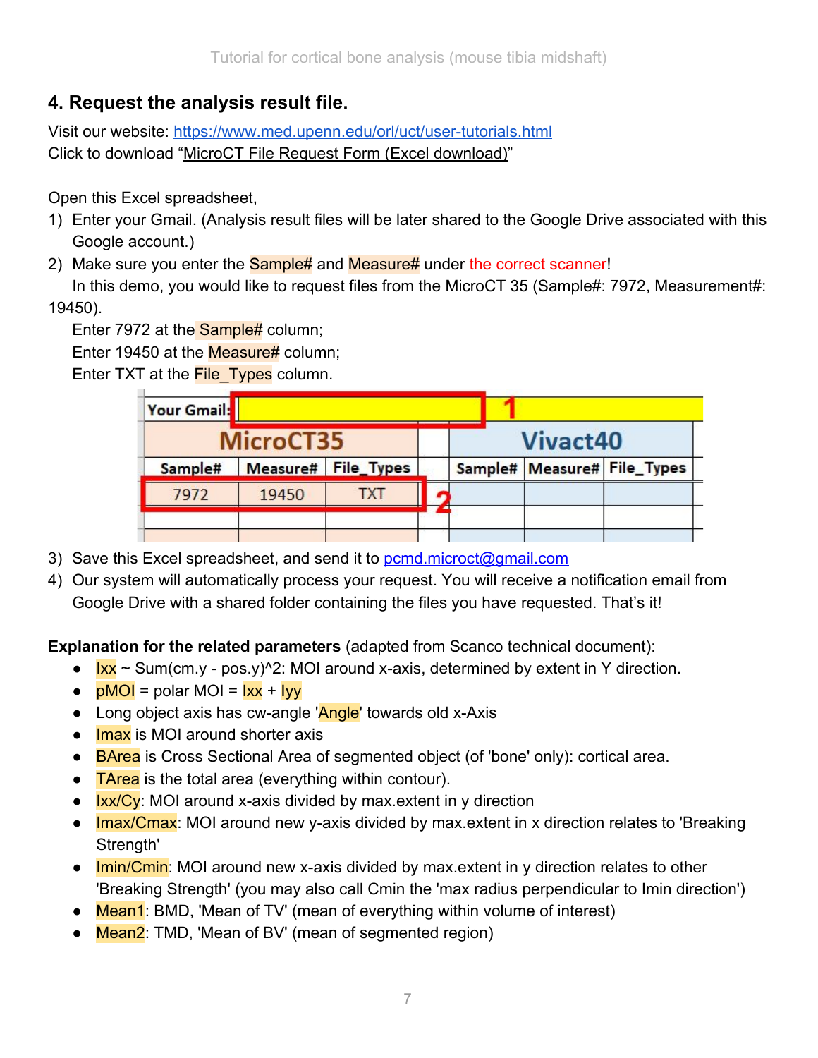## 4. Request the analysis result file.

Visit our website: https://www.med.upenn.edu/orl/uct/user-tutorials.html
Click to download "MicroCT File Request Form (Excel download)"

Open this Excel spreadsheet,

1) Enter your Gmail. (Analysis result files will be later shared to the Google Drive associated with this Google account.)
2) Make sure you enter the Sample# and Measure# under the correct scanner!
   In this demo, you would like to request files from the MicroCT 35 (Sample#: 7972, Measurement#: 19450).
   Enter 7972 at the Sample# column;
   Enter 19450 at the Measure# column;
   Enter TXT at the File_Types column.

| Your Gmail: | | | | | | |
|---|---|---|---|---|---|---|
| MicroCT35 | | | | Vivact40 | | |
| Sample# | Measure# | File_Types | | Sample# | Measure# | File_Types |
| 7972 | 19450 | TXT | | | | |

3) Save this Excel spreadsheet, and send it to pcmd.microct@gmail.com
4) Our system will automatically process your request. You will receive a notification email from Google Drive with a shared folder containing the files you have requested. That's it!

**Explanation for the related parameters** (adapted from Scanco technical document):

- Ixx ~ Sum(cm.y - pos.y)^2: MOI around x-axis, determined by extent in Y direction.
- pMOI = polar MOI = Ixx + Iyy
- Long object axis has cw-angle 'Angle' towards old x-Axis
- Imax is MOI around shorter axis
- BArea is Cross Sectional Area of segmented object (of 'bone' only): cortical area.
- TArea is the total area (everything within contour).
- Ixx/Cy: MOI around x-axis divided by max.extent in y direction
- Imax/Cmax: MOI around new y-axis divided by max.extent in x direction relates to 'Breaking Strength'
- Imin/Cmin: MOI around new x-axis divided by max.extent in y direction relates to other 'Breaking Strength' (you may also call Cmin the 'max radius perpendicular to Imin direction')
- Mean1: BMD, 'Mean of TV' (mean of everything within volume of interest)
- Mean2: TMD, 'Mean of BV' (mean of segmented region)